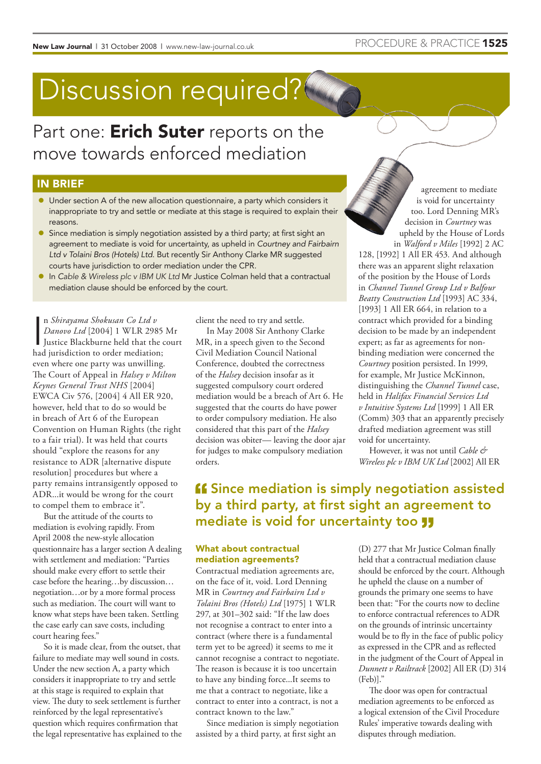# Discussion required?

## Part one: **Erich Suter** reports on the move towards enforced mediation

### IN BRIEF

- Under section A of the new allocation questionnaire, a party which considers it inappropriate to try and settle or mediate at this stage is required to explain their reasons.
- Since mediation is simply negotiation assisted by a third party; at first sight an agreement to mediate is void for uncertainty, as upheld in *Courtney and Fairbairn Ltd v Tolaini Bros (Hotels) Ltd*. But recently Sir Anthony Clarke MR suggested courts have jurisdiction to order mediation under the CPR.
- In *Cable & Wireless plc v IBM UK Ltd* Mr Justice Colman held that a contractual mediation clause should be enforced by the court.

In *Shirayama Shokusan Co Ltd v Danovo Ltd* [2004] 1 WLR 2985 Mr Justice Blackburne held that the court had jurisdiction to order mediation; even where one party was unwilling. The Court of Appeal in *Halsey v Milton Keynes General Trust NHS* [2004] EWCA Civ 576, [2004] 4 All ER 920, however, held that to do so would be in breach of Art 6 of the European Convention on Human Rights (the right to a fair trial). It was held that courts should "explore the reasons for any resistance to ADR [alternative dispute resolution] procedures but where a party remains intransigently opposed to ADR...it would be wrong for the court to compel them to embrace it".

But the attitude of the courts to mediation is evolving rapidly. From April 2008 the new-style allocation questionnaire has a larger section A dealing with settlement and mediation: "Parties should make every effort to settle their case before the hearing…by discussion…negotiation…or by a more formal process such as mediation. The court will want to know what steps have been taken. Settling the case early can save costs, including court hearing fees."

So it is made clear, from the outset, that failure to mediate may well sound in costs. Under the new section A, a party which considers it inappropriate to try and settle at this stage is required to explain that view. The duty to seek settlement is further reinforced by the legal representative's question which requires confirmation that the legal representative has explained to the client the need to try and settle.

In May 2008 Sir Anthony Clarke MR, in a speech given to the Second Civil Mediation Council National Conference, doubted the correctness of the *Halsey* decision insofar as it suggested compulsory court ordered mediation would be a breach of Art 6. He suggested that the courts do have power to order compulsory mediation. He also considered that this part of the *Halsey* decision was obiter— leaving the door ajar for judges to make compulsory mediation orders.

### What about contractual mediation agreements?

Contractual mediation agreements are, on the face of it, void. Lord Denning MR in *Courtney and Fairbairn Ltd v Tolaini Bros (Hotels) Ltd* [1975] 1 WLR 297, at 301–302 said: "If the law does not recognise a contract to enter into a contract (where there is a fundamental term yet to be agreed) it seems to me it cannot recognise a contract to negotiate. The reason is because it is too uncertain to have any binding force...It seems to me that a contract to negotiate, like a contract to enter into a contract, is not a contract known to the law."

Since mediation is simply negotiation assisted by a third party, at first sight an agreement to mediate is void for uncertainty too. Lord Denning MR's decision in *Courtney* was upheld by the House of Lords in *Walford v Miles* [1992] 2 AC 128, [1992] 1 All ER 453. And although there was an apparent slight relaxation of the position by the House of Lords in *Channel Tunnel Group Ltd v Balfour Beatty Construction Ltd* [1993] AC 334, [1993] 1 All ER 664, in relation to a contract which provided for a binding decision to be made by an independent expert; as far as agreements for non-binding mediation were concerned the *Courtney* position persisted. In 1999, for example, Mr Justice McKinnon, distinguishing the *Channel Tunnel* case, held in *Halifax Financial Services Ltd v Intuitive Systems Ltd* [1999] 1 All ER (Comm) 303 that an apparently precisely drafted mediation agreement was still void for uncertainty.

However, it was not until *Cable & Wireless plc v IBM UK Ltd* [2002] All ER (D) 277 that Mr Justice Colman finally held that a contractual mediation clause should be enforced by the court. Although he upheld the clause on a number of grounds the primary one seems to have been that: "For the courts now to decline to enforce contractual references to ADR on the grounds of intrinsic uncertainty would be to fly in the face of public policy as expressed in the CPR and as reflected in the judgment of the Court of Appeal in *Dunnett v Railtrack* [2002] All ER (D) 314 (Feb)]."

The door was open for contractual mediation agreements to be enforced as a logical extension of the Civil Procedure Rules' imperative towards dealing with disputes through mediation.

> "Since mediation is simply negotiation assisted by a third party, at first sight an agreement to mediate is void for uncertainty too"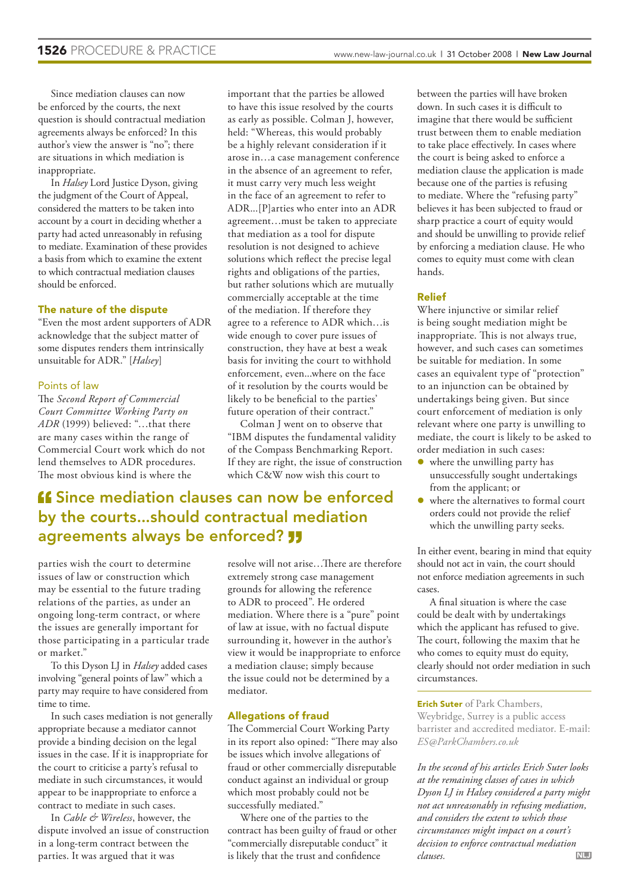Since mediation clauses can now be enforced by the courts, the next question is should contractual mediation agreements always be enforced? In this author's view the answer is "no"; there are situations in which mediation is inappropriate.

In *Halsey* Lord Justice Dyson, giving the judgment of the Court of Appeal, considered the matters to be taken into account by a court in deciding whether a party had acted unreasonably in refusing to mediate. Examination of these provides a basis from which to examine the extent to which contractual mediation clauses should be enforced.

## The nature of the dispute

"Even the most ardent supporters of ADR acknowledge that the subject matter of some disputes renders them intrinsically unsuitable for ADR." [*Halsey*]

### Points of law

The *Second Report of Commercial Court Committee Working Party on ADR* (1999) believed: "…that there are many cases within the range of Commercial Court work which do not lend themselves to ADR procedures. The most obvious kind is where the parties wish the court to determine issues of law or construction which may be essential to the future trading relations of the parties, as under an ongoing long-term contract, or where the issues are generally important for those participating in a particular trade or market."

To this Dyson LJ in *Halsey* added cases involving "general points of law" which a party may require to have considered from time to time.

In such cases mediation is not generally appropriate because a mediator cannot provide a binding decision on the legal issues in the case. If it is inappropriate for the court to criticise a party's refusal to mediate in such circumstances, it would appear to be inappropriate to enforce a contract to mediate in such cases.

In *Cable & Wireless*, however, the dispute involved an issue of construction in a long-term contract between the parties. It was argued that it was important that the parties be allowed to have this issue resolved by the courts as early as possible. Colman J, however, held: "Whereas, this would probably be a highly relevant consideration if it arose in…a case management conference in the absence of an agreement to refer, it must carry very much less weight in the face of an agreement to refer to ADR...[P]arties who enter into an ADR agreement…must be taken to appreciate that mediation as a tool for dispute resolution is not designed to achieve solutions which reflect the precise legal rights and obligations of the parties, but rather solutions which are mutually commercially acceptable at the time of the mediation. If therefore they agree to a reference to ADR which…is wide enough to cover pure issues of construction, they have at best a weak basis for inviting the court to withhold enforcement, even...where on the face of it resolution by the courts would be likely to be beneficial to the parties' future operation of their contract."

Colman J went on to observe that "IBM disputes the fundamental validity of the Compass Benchmarking Report. If they are right, the issue of construction which C&W now wish this court to resolve will not arise…There are therefore extremely strong case management grounds for allowing the reference to ADR to proceed". He ordered mediation. Where there is a "pure" point of law at issue, with no factual dispute surrounding it, however in the author's view it would be inappropriate to enforce a mediation clause; simply because the issue could not be determined by a mediator.

> "Since mediation clauses can now be enforced by the courts...should contractual mediation agreements always be enforced?"

## Allegations of fraud

The Commercial Court Working Party in its report also opined: "There may also be issues which involve allegations of fraud or other commercially disreputable conduct against an individual or group which most probably could not be successfully mediated."

Where one of the parties to the contract has been guilty of fraud or other "commercially disreputable conduct" it is likely that the trust and confidence between the parties will have broken down. In such cases it is difficult to imagine that there would be sufficient trust between them to enable mediation to take place effectively. In cases where the court is being asked to enforce a mediation clause the application is made because one of the parties is refusing to mediate. Where the "refusing party" believes it has been subjected to fraud or sharp practice a court of equity would and should be unwilling to provide relief by enforcing a mediation clause. He who comes to equity must come with clean hands.

## Relief

Where injunctive or similar relief is being sought mediation might be inappropriate. This is not always true, however, and such cases can sometimes be suitable for mediation. In some cases an equivalent type of "protection" to an injunction can be obtained by undertakings being given. But since court enforcement of mediation is only relevant where one party is unwilling to mediate, the court is likely to be asked to order mediation in such cases:

- where the unwilling party has unsuccessfully sought undertakings from the applicant; or
- where the alternatives to formal court orders could not provide the relief which the unwilling party seeks.

In either event, bearing in mind that equity should not act in vain, the court should not enforce mediation agreements in such cases.

A final situation is where the case could be dealt with by undertakings which the applicant has refused to give. The court, following the maxim that he who comes to equity must do equity, clearly should not order mediation in such circumstances.

---

**Erich Suter** of Park Chambers, Weybridge, Surrey is a public access barrister and accredited mediator. E-mail: *ES@ParkChambers.co.uk*

*In the second of his articles Erich Suter looks at the remaining classes of cases in which Dyson LJ in Halsey considered a party might not act unreasonably in refusing mediation, and considers the extent to which those circumstances might impact on a court's decision to enforce contractual mediation clauses.*